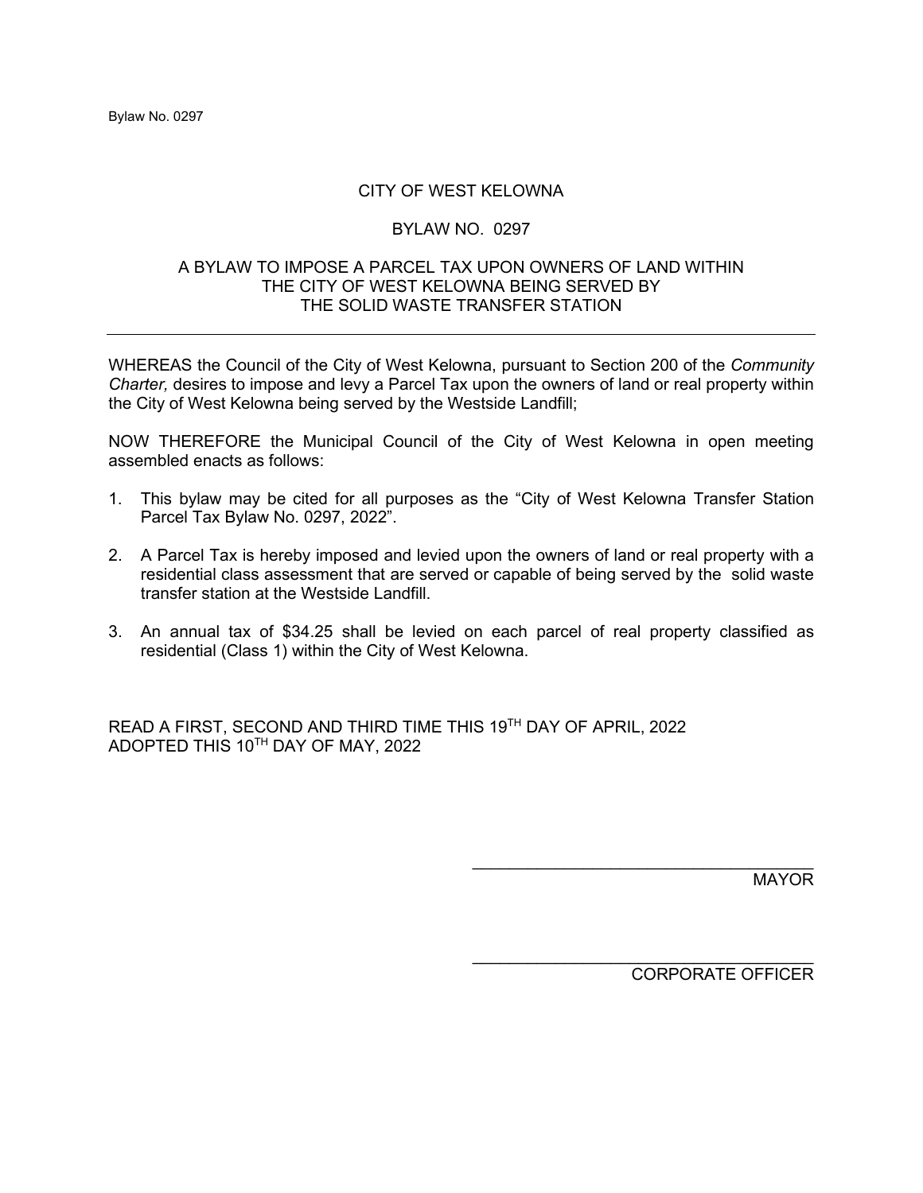# CITY OF WEST KELOWNA

## BYLAW NO. 0297

### A BYLAW TO IMPOSE A PARCEL TAX UPON OWNERS OF LAND WITHIN THE CITY OF WEST KELOWNA BEING SERVED BY THE SOLID WASTE TRANSFER STATION

---

WHEREAS the Council of the City of West Kelowna, pursuant to Section 200 of the *Community Charter,* desires to impose and levy a Parcel Tax upon the owners of land or real property within the City of West Kelowna being served by the Westside Landfill;

NOW THEREFORE the Municipal Council of the City of West Kelowna in open meeting assembled enacts as follows:

1. This bylaw may be cited for all purposes as the "City of West Kelowna Transfer Station Parcel Tax Bylaw No. 0297, 2022".
2. A Parcel Tax is hereby imposed and levied upon the owners of land or real property with a residential class assessment that are served or capable of being served by the solid waste transfer station at the Westside Landfill.
3. An annual tax of $34.25 shall be levied on each parcel of real property classified as residential (Class 1) within the City of West Kelowna.

READ A FIRST, SECOND AND THIRD TIME THIS 19TH DAY OF APRIL, 2022
ADOPTED THIS 10TH DAY OF MAY, 2022

\_\_\_\_\_\_\_\_\_\_\_\_\_\_\_\_\_\_\_\_\_\_\_\_\_\_\_\_\_\_\_\_\_\_\_\_
MAYOR

\_\_\_\_\_\_\_\_\_\_\_\_\_\_\_\_\_\_\_\_\_\_\_\_\_\_\_\_\_\_\_\_\_\_\_\_
CORPORATE OFFICER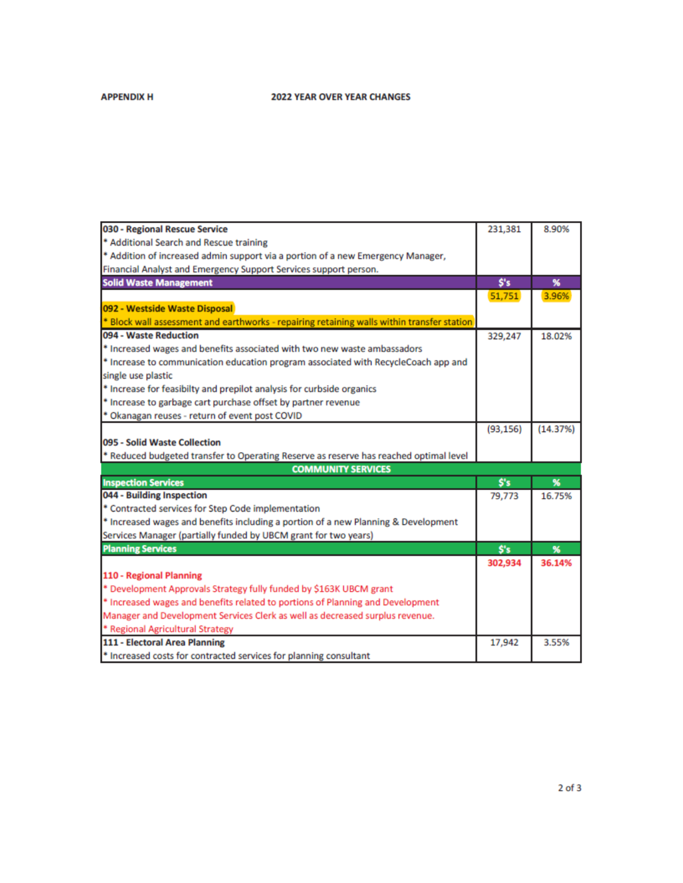**APPENDIX H** **2022 YEAR OVER YEAR CHANGES**

| | | |
|---|---|---|
| **030 - Regional Rescue Service**<br>* Additional Search and Rescue training<br>* Addition of increased admin support via a portion of a new Emergency Manager, Financial Analyst and Emergency Support Services support person. | 231,381 | 8.90% |
| **Solid Waste Management** | **$'s** | **%** |
| **092 - Westside Waste Disposal**<br>* Block wall assessment and earthworks - repairing retaining walls within transfer station | 51,751 | 3.96% |
| **094 - Waste Reduction**<br>* Increased wages and benefits associated with two new waste ambassadors<br>* Increase to communication education program associated with RecycleCoach app and single use plastic<br>* Increase for feasibilty and prepilot analysis for curbside organics<br>* Increase to garbage cart purchase offset by partner revenue<br>* Okanagan reuses - return of event post COVID | 329,247 | 18.02% |
| **095 - Solid Waste Collection**<br>* Reduced budgeted transfer to Operating Reserve as reserve has reached optimal level | (93,156) | (14.37%) |
| **COMMUNITY SERVICES** | | |
| **Inspection Services** | **$'s** | **%** |
| **044 - Building Inspection**<br>* Contracted services for Step Code implementation<br>* Increased wages and benefits including a portion of a new Planning & Development Services Manager (partially funded by UBCM grant for two years) | 79,773 | 16.75% |
| **Planning Services** | **$'s** | **%** |
| **110 - Regional Planning**<br>* Development Approvals Strategy fully funded by $163K UBCM grant<br>* Increased wages and benefits related to portions of Planning and Development Manager and Development Services Clerk as well as decreased surplus revenue.<br>* Regional Agricultural Strategy | **302,934** | **36.14%** |
| **111 - Electoral Area Planning**<br>* Increased costs for contracted services for planning consultant | 17,942 | 3.55% |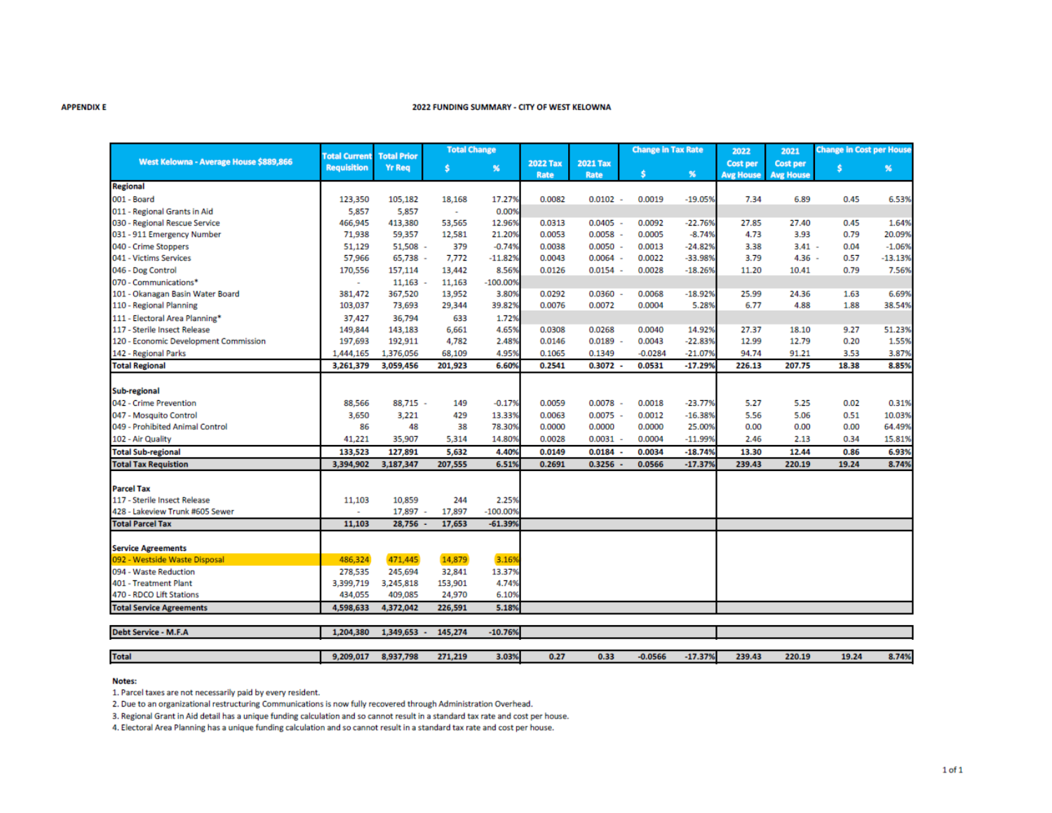**APPENDIX E**

**2022 FUNDING SUMMARY - CITY OF WEST KELOWNA**

| West Kelowna - Average House $889,866 | Total Current Requisition | Total Prior Yr Req | Total Change $ | Total Change % | 2022 Tax Rate | 2021 Tax Rate | Change in Tax Rate $ | Change in Tax Rate % | 2022 Cost per Avg House | 2021 Cost per Avg House | Change in Cost per House $ | Change in Cost per House % |
|---|---|---|---|---|---|---|---|---|---|---|---|---|
| **Regional** | | | | | | | | | | | | |
| 001 - Board | 123,350 | 105,182 | 18,168 | 17.27% | 0.0082 | 0.0102 | - 0.0019 | -19.05% | 7.34 | 6.89 | 0.45 | 6.53% |
| 011 - Regional Grants in Aid | 5,857 | 5,857 | - | 0.00% | | | | | | | | |
| 030 - Regional Rescue Service | 466,945 | 413,380 | 53,565 | 12.96% | 0.0313 | 0.0405 | - 0.0092 | -22.76% | 27.85 | 27.40 | 0.45 | 1.64% |
| 031 - 911 Emergency Number | 71,938 | 59,357 | 12,581 | 21.20% | 0.0053 | 0.0058 | - 0.0005 | -8.74% | 4.73 | 3.93 | 0.79 | 20.09% |
| 040 - Crime Stoppers | 51,129 | 51,508 | - 379 | -0.74% | 0.0038 | 0.0050 | - 0.0013 | -24.82% | 3.38 | 3.41 | - 0.04 | -1.06% |
| 041 - Victims Services | 57,966 | 65,738 | - 7,772 | -11.82% | 0.0043 | 0.0064 | - 0.0022 | -33.98% | 3.79 | 4.36 | - 0.57 | -13.13% |
| 046 - Dog Control | 170,556 | 157,114 | 13,442 | 8.56% | 0.0126 | 0.0154 | - 0.0028 | -18.26% | 11.20 | 10.41 | 0.79 | 7.56% |
| 070 - Communications* | - | 11,163 | - 11,163 | -100.00% | | | | | | | | |
| 101 - Okanagan Basin Water Board | 381,472 | 367,520 | 13,952 | 3.80% | 0.0292 | 0.0360 | - 0.0068 | -18.92% | 25.99 | 24.36 | 1.63 | 6.69% |
| 110 - Regional Planning | 103,037 | 73,693 | 29,344 | 39.82% | 0.0076 | 0.0072 | 0.0004 | 5.28% | 6.77 | 4.88 | 1.88 | 38.54% |
| 111 - Electoral Area Planning* | 37,427 | 36,794 | 633 | 1.72% | | | | | | | | |
| 117 - Sterile Insect Release | 149,844 | 143,183 | 6,661 | 4.65% | 0.0308 | 0.0268 | 0.0040 | 14.92% | 27.37 | 18.10 | 9.27 | 51.23% |
| 120 - Economic Development Commission | 197,693 | 192,911 | 4,782 | 2.48% | 0.0146 | 0.0189 | - 0.0043 | -22.83% | 12.99 | 12.79 | 0.20 | 1.55% |
| 142 - Regional Parks | 1,444,165 | 1,376,056 | 68,109 | 4.95% | 0.1065 | 0.1349 | -0.0284 | -21.07% | 94.74 | 91.21 | 3.53 | 3.87% |
| **Total Regional** | **3,261,379** | **3,059,456** | **201,923** | **6.60%** | **0.2541** | **0.3072** | **- 0.0531** | **-17.29%** | **226.13** | **207.75** | **18.38** | **8.85%** |
| **Sub-regional** | | | | | | | | | | | | |
| 042 - Crime Prevention | 88,566 | 88,715 | - 149 | -0.17% | 0.0059 | 0.0078 | - 0.0018 | -23.77% | 5.27 | 5.25 | 0.02 | 0.31% |
| 047 - Mosquito Control | 3,650 | 3,221 | 429 | 13.33% | 0.0063 | 0.0075 | - 0.0012 | -16.38% | 5.56 | 5.06 | 0.51 | 10.03% |
| 049 - Prohibited Animal Control | 86 | 48 | 38 | 78.30% | 0.0000 | 0.0000 | 0.0000 | 25.00% | 0.00 | 0.00 | 0.00 | 64.49% |
| 102 - Air Quality | 41,221 | 35,907 | 5,314 | 14.80% | 0.0028 | 0.0031 | - 0.0004 | -11.99% | 2.46 | 2.13 | 0.34 | 15.81% |
| **Total Sub-regional** | **133,523** | **127,891** | **5,632** | **4.40%** | **0.0149** | **0.0184** | **- 0.0034** | **-18.74%** | **13.30** | **12.44** | **0.86** | **6.93%** |
| **Total Tax Requistion** | **3,394,902** | **3,187,347** | **207,555** | **6.51%** | **0.2691** | **0.3256** | **- 0.0566** | **-17.37%** | **239.43** | **220.19** | **19.24** | **8.74%** |
| **Parcel Tax** | | | | | | | | | | | | |
| 117 - Sterile Insect Release | 11,103 | 10,859 | 244 | 2.25% | | | | | | | | |
| 428 - Lakeview Trunk #605 Sewer | - | 17,897 | - 17,897 | -100.00% | | | | | | | | |
| **Total Parcel Tax** | **11,103** | **28,756** | **- 17,653** | **-61.39%** | | | | | | | | |
| **Service Agreements** | | | | | | | | | | | | |
| 092 - Westside Waste Disposal | 486,324 | 471,445 | 14,879 | 3.16% | | | | | | | | |
| 094 - Waste Reduction | 278,535 | 245,694 | 32,841 | 13.37% | | | | | | | | |
| 401 - Treatment Plant | 3,399,719 | 3,245,818 | 153,901 | 4.74% | | | | | | | | |
| 470 - RDCO Lift Stations | 434,055 | 409,085 | 24,970 | 6.10% | | | | | | | | |
| **Total Service Agreements** | **4,598,633** | **4,372,042** | **226,591** | **5.18%** | | | | | | | | |
| **Debt Service - M.F.A** | **1,204,380** | **1,349,653** | **- 145,274** | **-10.76%** | | | | | | | | |
| **Total** | **9,209,017** | **8,937,798** | **271,219** | **3.03%** | **0.27** | **0.33** | **-0.0566** | **-17.37%** | **239.43** | **220.19** | **19.24** | **8.74%** |

**Notes:**

1. Parcel taxes are not necessarily paid by every resident.
2. Due to an organizational restructuring Communications is now fully recovered through Administration Overhead.
3. Regional Grant in Aid detail has a unique funding calculation and so cannot result in a standard tax rate and cost per house.
4. Electoral Area Planning has a unique funding calculation and so cannot result in a standard tax rate and cost per house.